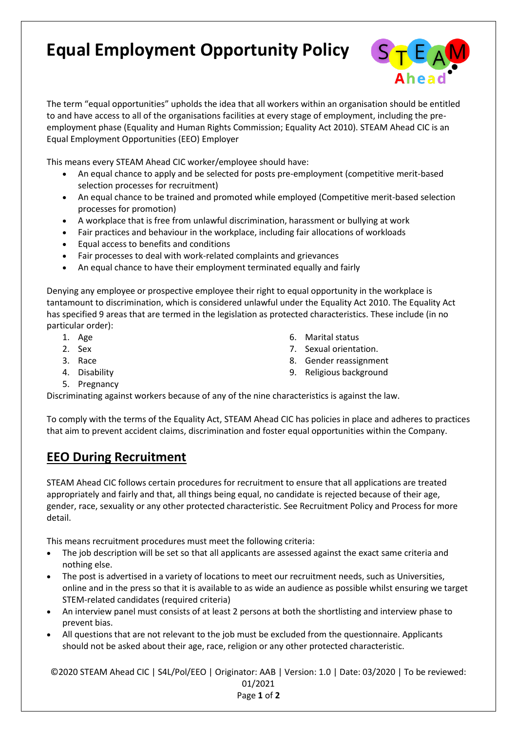# Equal Employment Opportunity Policy

The term "equal opportunities" upholds the idea that all workers within an organisation should be entitled to and have access to all of the organisations facilities at every stage of employment, including the pre-employment phase (Equality and Human Rights Commission; Equality Act 2010). STEAM Ahead CIC is an Equal Employment Opportunities (EEO) Employer

This means every STEAM Ahead CIC worker/employee should have:

- An equal chance to apply and be selected for posts pre-employment (competitive merit-based selection processes for recruitment)
- An equal chance to be trained and promoted while employed (Competitive merit-based selection processes for promotion)
- A workplace that is free from unlawful discrimination, harassment or bullying at work
- Fair practices and behaviour in the workplace, including fair allocations of workloads
- Equal access to benefits and conditions
- Fair processes to deal with work-related complaints and grievances
- An equal chance to have their employment terminated equally and fairly

Denying any employee or prospective employee their right to equal opportunity in the workplace is tantamount to discrimination, which is considered unlawful under the Equality Act 2010. The Equality Act has specified 9 areas that are termed in the legislation as protected characteristics. These include (in no particular order):

1. Age
2. Sex
3. Race
4. Disability
5. Pregnancy
6. Marital status
7. Sexual orientation.
8. Gender reassignment
9. Religious background

Discriminating against workers because of any of the nine characteristics is against the law.

To comply with the terms of the Equality Act, STEAM Ahead CIC has policies in place and adheres to practices that aim to prevent accident claims, discrimination and foster equal opportunities within the Company.

## EEO During Recruitment

STEAM Ahead CIC follows certain procedures for recruitment to ensure that all applications are treated appropriately and fairly and that, all things being equal, no candidate is rejected because of their age, gender, race, sexuality or any other protected characteristic. See Recruitment Policy and Process for more detail.

This means recruitment procedures must meet the following criteria:

- The job description will be set so that all applicants are assessed against the exact same criteria and nothing else.
- The post is advertised in a variety of locations to meet our recruitment needs, such as Universities, online and in the press so that it is available to as wide an audience as possible whilst ensuring we target STEM-related candidates (required criteria)
- An interview panel must consists of at least 2 persons at both the shortlisting and interview phase to prevent bias.
- All questions that are not relevant to the job must be excluded from the questionnaire. Applicants should not be asked about their age, race, religion or any other protected characteristic.

©2020 STEAM Ahead CIC | S4L/Pol/EEO | Originator: AAB | Version: 1.0 | Date: 03/2020 | To be reviewed: 01/2021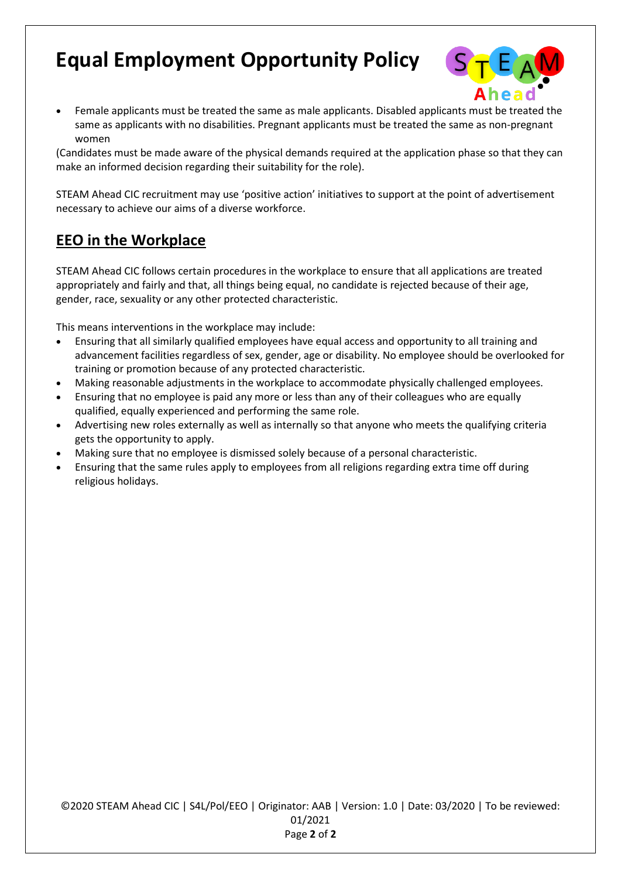- Female applicants must be treated the same as male applicants. Disabled applicants must be treated the same as applicants with no disabilities. Pregnant applicants must be treated the same as non-pregnant women

(Candidates must be made aware of the physical demands required at the application phase so that they can make an informed decision regarding their suitability for the role).

STEAM Ahead CIC recruitment may use 'positive action' initiatives to support at the point of advertisement necessary to achieve our aims of a diverse workforce.

## EEO in the Workplace

STEAM Ahead CIC follows certain procedures in the workplace to ensure that all applications are treated appropriately and fairly and that, all things being equal, no candidate is rejected because of their age, gender, race, sexuality or any other protected characteristic.

This means interventions in the workplace may include:

- Ensuring that all similarly qualified employees have equal access and opportunity to all training and advancement facilities regardless of sex, gender, age or disability. No employee should be overlooked for training or promotion because of any protected characteristic.
- Making reasonable adjustments in the workplace to accommodate physically challenged employees.
- Ensuring that no employee is paid any more or less than any of their colleagues who are equally qualified, equally experienced and performing the same role.
- Advertising new roles externally as well as internally so that anyone who meets the qualifying criteria gets the opportunity to apply.
- Making sure that no employee is dismissed solely because of a personal characteristic.
- Ensuring that the same rules apply to employees from all religions regarding extra time off during religious holidays.